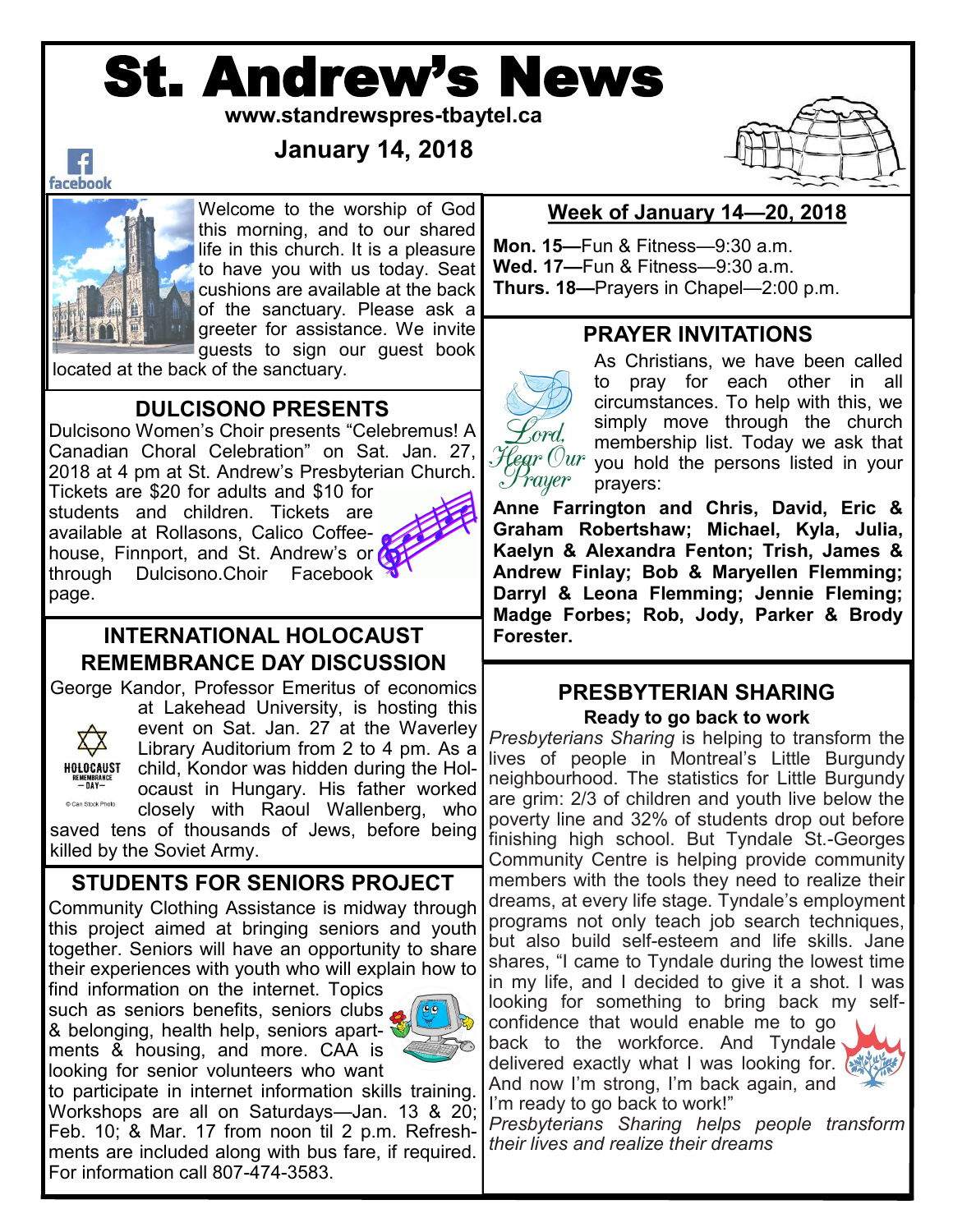# St. Andrew's News

**www.standrewspres-tbaytel.ca**

**January 14, 2018**

Welcome to the worship of God this morning, and to our shared life in this church. It is a pleasure to have you with us today. Seat cushions are available at the back of the sanctuary. Please ask a greeter for assistance. We invite guests to sign our guest book located at the back of the sanctuary.

## DULCISONO PRESENTS

Dulcisono Women's Choir presents "Celebremus! A Canadian Choral Celebration" on Sat. Jan. 27, 2018 at 4 pm at St. Andrew's Presbyterian Church. Tickets are $20 for adults and $10 for students and children. Tickets are available at Rollasons, Calico Coffeehouse, Finnport, and St. Andrew's or through Dulcisono.Choir Facebook page.

## INTERNATIONAL HOLOCAUST REMEMBRANCE DAY DISCUSSION

George Kandor, Professor Emeritus of economics at Lakehead University, is hosting this event on Sat. Jan. 27 at the Waverley Library Auditorium from 2 to 4 pm. As a child, Kondor was hidden during the Holocaust in Hungary. His father worked closely with Raoul Wallenberg, who saved tens of thousands of Jews, before being killed by the Soviet Army.

## STUDENTS FOR SENIORS PROJECT

Community Clothing Assistance is midway through this project aimed at bringing seniors and youth together. Seniors will have an opportunity to share their experiences with youth who will explain how to find information on the internet. Topics such as seniors benefits, seniors clubs & belonging, health help, seniors apartments & housing, and more. CAA is looking for senior volunteers who want to participate in internet information skills training. Workshops are all on Saturdays—Jan. 13 & 20; Feb. 10; & Mar. 17 from noon til 2 p.m. Refreshments are included along with bus fare, if required. For information call 807-474-3583.

## Week of January 14—20, 2018

**Mon. 15—**Fun & Fitness—9:30 a.m.  
**Wed. 17—**Fun & Fitness—9:30 a.m.  
**Thurs. 18—**Prayers in Chapel—2:00 p.m.

## PRAYER INVITATIONS

As Christians, we have been called to pray for each other in all circumstances. To help with this, we simply move through the church membership list. Today we ask that you hold the persons listed in your prayers:

**Anne Farrington and Chris, David, Eric & Graham Robertshaw; Michael, Kyla, Julia, Kaelyn & Alexandra Fenton; Trish, James & Andrew Finlay; Bob & Maryellen Flemming; Darryl & Leona Flemming; Jennie Fleming; Madge Forbes; Rob, Jody, Parker & Brody Forester.**

## PRESBYTERIAN SHARING

**Ready to go back to work**

*Presbyterians Sharing* is helping to transform the lives of people in Montreal's Little Burgundy neighbourhood. The statistics for Little Burgundy are grim: 2/3 of children and youth live below the poverty line and 32% of students drop out before finishing high school. But Tyndale St.-Georges Community Centre is helping provide community members with the tools they need to realize their dreams, at every life stage. Tyndale's employment programs not only teach job search techniques, but also build self-esteem and life skills. Jane shares, "I came to Tyndale during the lowest time in my life, and I decided to give it a shot. I was looking for something to bring back my self-confidence that would enable me to go back to the workforce. And Tyndale delivered exactly what I was looking for. And now I'm strong, I'm back again, and I'm ready to go back to work!"

*Presbyterians Sharing helps people transform their lives and realize their dreams*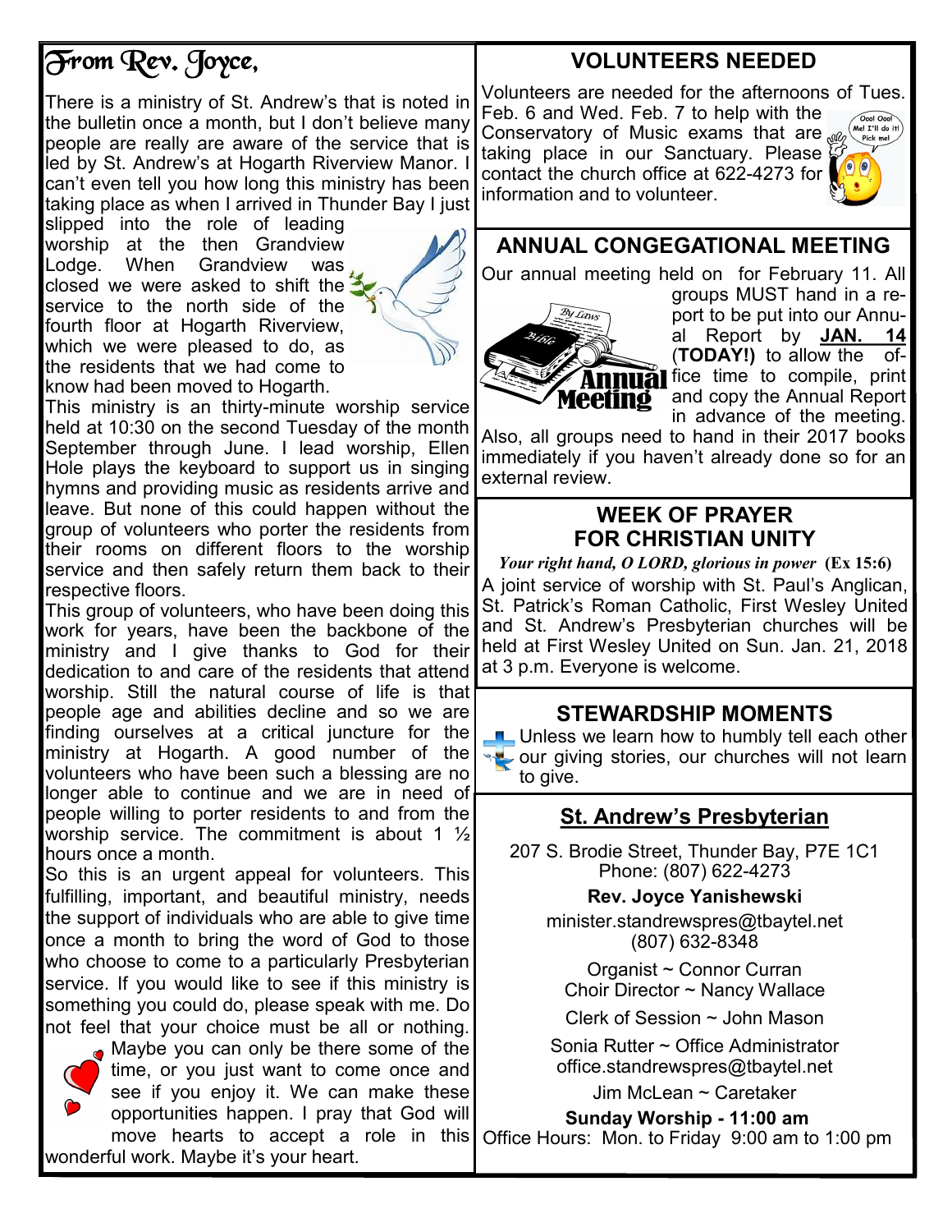## From Rev. Joyce,

There is a ministry of St. Andrew's that is noted in the bulletin once a month, but I don't believe many people are really are aware of the service that is led by St. Andrew's at Hogarth Riverview Manor. I can't even tell you how long this ministry has been taking place as when I arrived in Thunder Bay I just slipped into the role of leading worship at the then Grandview Lodge. When Grandview was closed we were asked to shift the service to the north side of the fourth floor at Hogarth Riverview, which we were pleased to do, as the residents that we had come to know had been moved to Hogarth.

This ministry is an thirty-minute worship service held at 10:30 on the second Tuesday of the month September through June. I lead worship, Ellen Hole plays the keyboard to support us in singing hymns and providing music as residents arrive and leave. But none of this could happen without the group of volunteers who porter the residents from their rooms on different floors to the worship service and then safely return them back to their respective floors.

This group of volunteers, who have been doing this work for years, have been the backbone of the ministry and I give thanks to God for their dedication to and care of the residents that attend worship. Still the natural course of life is that people age and abilities decline and so we are finding ourselves at a critical juncture for the ministry at Hogarth. A good number of the volunteers who have been such a blessing are no longer able to continue and we are in need of people willing to porter residents to and from the worship service. The commitment is about 1 ½ hours once a month.

So this is an urgent appeal for volunteers. This fulfilling, important, and beautiful ministry, needs the support of individuals who are able to give time once a month to bring the word of God to those who choose to come to a particularly Presbyterian service. If you would like to see if this ministry is something you could do, please speak with me. Do not feel that your choice must be all or nothing. Maybe you can only be there some of the time, or you just want to come once and see if you enjoy it. We can make these opportunities happen. I pray that God will move hearts to accept a role in this wonderful work. Maybe it's your heart.

## VOLUNTEERS NEEDED

Volunteers are needed for the afternoons of Tues. Feb. 6 and Wed. Feb. 7 to help with the Conservatory of Music exams that are taking place in our Sanctuary. Please contact the church office at 622-4273 for information and to volunteer.

## ANNUAL CONGEGATIONAL MEETING

Our annual meeting held on for February 11. All groups MUST hand in a report to be put into our Annual Report by **JAN. 14** (**TODAY!**) to allow the office time to compile, print and copy the Annual Report in advance of the meeting. Also, all groups need to hand in their 2017 books immediately if you haven't already done so for an external review.

## WEEK OF PRAYER FOR CHRISTIAN UNITY

***Your right hand, O LORD, glorious in power*** **(Ex 15:6)**

A joint service of worship with St. Paul's Anglican, St. Patrick's Roman Catholic, First Wesley United and St. Andrew's Presbyterian churches will be held at First Wesley United on Sun. Jan. 21, 2018 at 3 p.m. Everyone is welcome.

## STEWARDSHIP MOMENTS

Unless we learn how to humbly tell each other our giving stories, our churches will not learn to give.

## St. Andrew's Presbyterian

207 S. Brodie Street, Thunder Bay, P7E 1C1
Phone: (807) 622-4273

**Rev. Joyce Yanishewski**

minister.standrewspres@tbaytel.net
(807) 632-8348

Organist ~ Connor Curran
Choir Director ~ Nancy Wallace

Clerk of Session ~ John Mason

Sonia Rutter ~ Office Administrator
office.standrewspres@tbaytel.net

Jim McLean ~ Caretaker

**Sunday Worship - 11:00 am**
Office Hours: Mon. to Friday 9:00 am to 1:00 pm